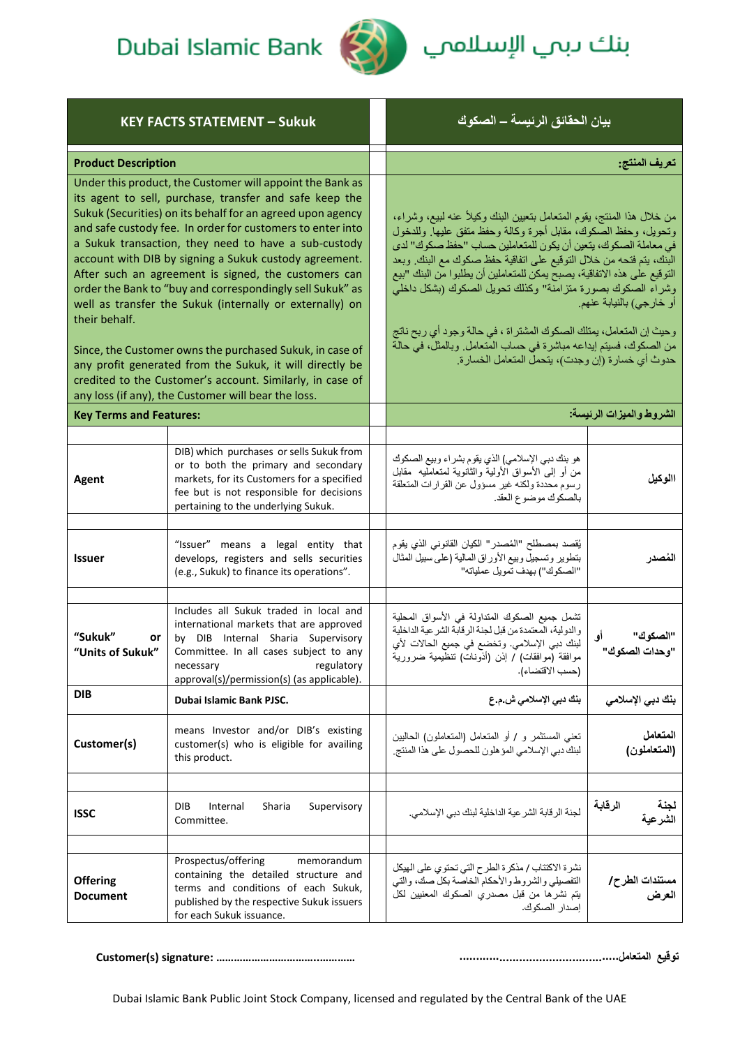# Dubai Islamic Bank — بنك دبي الإسلامي

| KEY FACTS STATEMENT – Sukuk | | | بيان الحقائق الرئيسة – الصكوك | |
|---|---|---|---|---|
| **Product Description** | | | **تعريف المنتج:** | |
| Under this product, the Customer will appoint the Bank as its agent to sell, purchase, transfer and safe keep the Sukuk (Securities) on its behalf for an agreed upon agency and safe custody fee. In order for customers to enter into a Sukuk transaction, they need to have a sub-custody account with DIB by signing a Sukuk custody agreement. After such an agreement is signed, the customers can order the Bank to "buy and correspondingly sell Sukuk" as well as transfer the Sukuk (internally or externally) on their behalf.<br><br>Since, the Customer owns the purchased Sukuk, in case of any profit generated from the Sukuk, it will directly be credited to the Customer's account. Similarly, in case of any loss (if any), the Customer will bear the loss. | | | من خلال هذا المنتج، يقوم المتعامل بتعيين البنك وكيلاً عنه لبيع، وشراء، وتحويل، وحفظ الصكوك، مقابل أجرة وكالة وحفظ متفق عليها. وللدخول في معاملة الصكوك، يتعين أن يكون للمتعاملين حساب "حفظ صكوك" لدى البنك، يتم فتحه من خلال التوقيع على اتفاقية حفظ صكوك مع البنك. وبعد التوقيع على هذه الاتفاقية، يصبح يمكن للمتعاملين أن يطلبوا من البنك "بيع وشراء الصكوك بصورة متزامنة" وكذلك تحويل الصكوك (بشكل داخلي أو خارجي) بالنيابة عنهم.<br><br>وحيث إن المتعامل، يمتلك الصكوك المشتراة ، في حالة وجود أي ربح ناتج من الصكوك، فسيتم إيداعه مباشرة في حساب المتعامل. وبالمثل، في حالة حدوث أي خسارة (إن وجدت)، يتحمل المتعامل الخسارة. | |
| **Key Terms and Features:** | | | **الشروط والميزات الرئيسة:** | |
| **Agent** | DIB) which purchases or sells Sukuk from or to both the primary and secondary markets, for its Customers for a specified fee but is not responsible for decisions pertaining to the underlying Sukuk. | | هو بنك دبي الإسلامي) الذي يقوم بشراء وبيع الصكوك من أو إلى الأسواق الأولية والثانوية لمتعامليه مقابل رسوم محددة ولكنه غير مسؤول عن القرارات المتعلقة بالصكوك موضوع العقد. | **الوكيل** |
| **Issuer** | "Issuer" means a legal entity that develops, registers and sells securities (e.g., Sukuk) to finance its operations". | | يُقصد بمصطلح "المُصدر" الكيان القانوني الذي يقوم بتطوير وتسجيل وبيع الأوراق المالية (على سبيل المثال "الصكوك") بهدف تمويل عملياته" | **المُصدر** |
| **"Sukuk" or "Units of Sukuk"** | Includes all Sukuk traded in local and international markets that are approved by DIB Internal Sharia Supervisory Committee. In all cases subject to any necessary regulatory approval(s)/permission(s) (as applicable). | | تشمل جميع الصكوك المتداولة في الأسواق المحلية والدولية، المعتمدة من قبل لجنة الرقابة الشرعية الداخلية لبنك دبي الإسلامي. وتخضع في جميع الحالات لأي موافقة (موافقات) / إذن (أذونات) تنظيمية ضرورية (حسب الاقتضاء). | **"الصكوك" أو "وحدات الصكوك"** |
| **DIB** | **Dubai Islamic Bank PJSC.** | | **بنك دبي الإسلامي ش.م.ع** | **بنك دبي الإسلامي** |
| **Customer(s)** | means Investor and/or DIB's existing customer(s) who is eligible for availing this product. | | تعني المستثمر و / أو المتعامل (المتعاملون) الحاليين لبنك دبي الإسلامي المؤهلون للحصول على هذا المنتج. | **المتعامل (المتعاملون)** |
| **ISSC** | DIB Internal Sharia Supervisory Committee. | | لجنة الرقابة الشرعية الداخلية لبنك دبي الإسلامي. | **لجنة الرقابة الشرعية** |
| **Offering Document** | Prospectus/offering memorandum containing the detailed structure and terms and conditions of each Sukuk, published by the respective Sukuk issuers for each Sukuk issuance. | | نشرة الاكتتاب / مذكرة الطرح التي تحتوي على الهيكل التفصيلي والشروط والأحكام الخاصة بكل صك، والتي يتم نشرها من قبل مصدري الصكوك المعنيين لكل إصدار الصكوك. | **مستندات الطرح/ العرض** |

**Customer(s) signature:** ………………………………………

**توقيع المتعامل:**……………………………………

Dubai Islamic Bank Public Joint Stock Company, licensed and regulated by the Central Bank of the UAE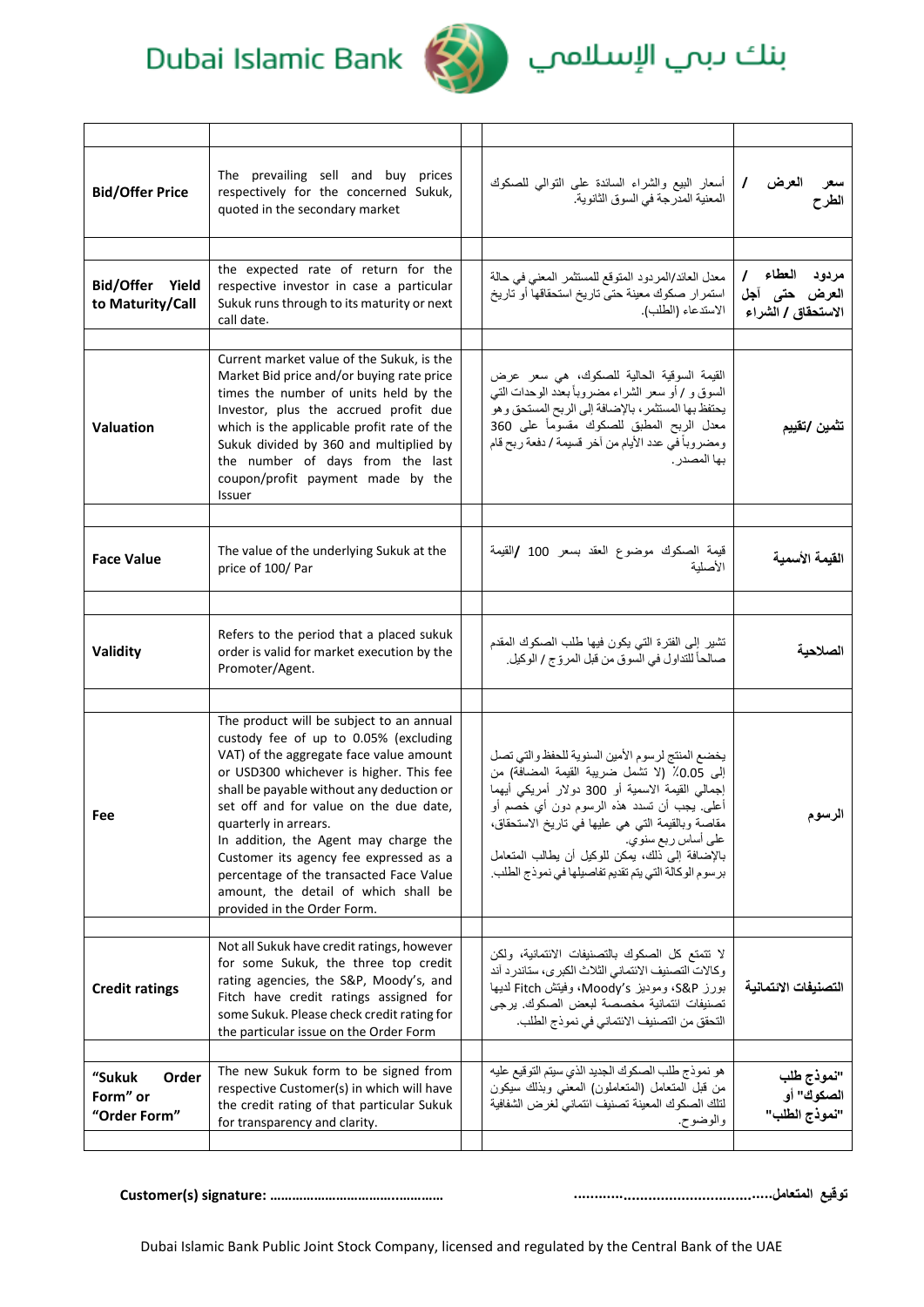| | | | | |
|---|---|---|---|---|
| **Bid/Offer Price** | The prevailing sell and buy prices respectively for the concerned Sukuk, quoted in the secondary market | | أسعار البيع والشراء السائدة على التوالي للصكوك المعنية المدرجة في السوق الثانوية. | **سعر العرض / الطرح** |
| **Bid/Offer Yield to Maturity/Call** | the expected rate of return for the respective investor in case a particular Sukuk runs through to its maturity or next call date. | | معدل العائد/المردود المتوقع للمستثمر المعني في حالة استمرار صكوك معينة حتى تاريخ استحقاقها أو تاريخ الاستدعاء (الطلب). | **مردود العطاء / العرض حتى أجل الاستحقاق / الشراء** |
| **Valuation** | Current market value of the Sukuk, is the Market Bid price and/or buying rate price times the number of units held by the Investor, plus the accrued profit due which is the applicable profit rate of the Sukuk divided by 360 and multiplied by the number of days from the last coupon/profit payment made by the Issuer | | القيمة السوقية الحالية للصكوك، هي سعر عرض السوق و / أو سعر الشراء مضروباً بعدد الوحدات التي يحتفظ بها المستثمر، بالإضافة إلى الربح المستحق وهو معدل الربح المطبق للصكوك مقسوماً على 360 ومضروباً في عدد الأيام من آخر قسيمة / دفعة ربح قام بها المصدر. | **تثمين /تقييم** |
| **Face Value** | The value of the underlying Sukuk at the price of 100/ Par | | قيمة الصكوك موضوع العقد بسعر 100 /القيمة الأصلية | **القيمة الأسمية** |
| **Validity** | Refers to the period that a placed sukuk order is valid for market execution by the Promoter/Agent. | | تشير إلى الفترة التي يكون فيها طلب الصكوك المقدم صالحاً للتداول في السوق من قبل المروج / الوكيل. | **الصلاحية** |
| **Fee** | The product will be subject to an annual custody fee of up to 0.05% (excluding VAT) of the aggregate face value amount or USD300 whichever is higher. This fee shall be payable without any deduction or set off and for value on the due date, quarterly in arrears.<br>In addition, the Agent may charge the Customer its agency fee expressed as a percentage of the transacted Face Value amount, the detail of which shall be provided in the Order Form. | | يخضع المنتج لرسوم الأمين السنوية للحفظ والتي تصل إلى 0.05٪ (لا تشمل ضريبة القيمة المضافة) من إجمالي القيمة الاسمية أو 300 دولار أمريكي أيهما أعلى. يجب أن تسدد هذه الرسوم دون أي خصم أو مقاصة وبالقيمة التي هي عليها في تاريخ الاستحقاق، على أساس ربع سنوي.<br>بالإضافة إلى ذلك، يمكن للوكيل أن يطالب المتعامل برسوم الوكالة التي يتم تقديم تفاصيلها في نموذج الطلب. | **الرسوم** |
| **Credit ratings** | Not all Sukuk have credit ratings, however for some Sukuk, the three top credit rating agencies, the S&P, Moody's, and Fitch have credit ratings assigned for some Sukuk. Please check credit rating for the particular issue on the Order Form | | لا تتمتع كل الصكوك بالتصنيفات الائتمانية، ولكن وكالات التصنيف الائتماني الثلاث الكبرى، ستاندرد آند بورز S&P، وموديز Moody's، وفيتش Fitch لديها تصنيفات ائتمانية مخصصة لبعض الصكوك. يرجى التحقق من التصنيف الائتماني في نموذج الطلب. | **التصنيفات الائتمانية** |
| **"Sukuk Order Form" or "Order Form"** | The new Sukuk form to be signed from respective Customer(s) in which will have the credit rating of that particular Sukuk for transparency and clarity. | | هو نموذج طلب الصكوك الجديد الذي سيتم التوقيع عليه من قبل المتعامل (المتعاملون) المعني وبذلك سيكون لتلك الصكوك المعينة تصنيف ائتماني لغرض الشفافية والوضوح. | **"نموذج طلب الصكوك" أو "نموذج الطلب"** |

**Customer(s) signature: ……………………………………….**

**توقيع المتعامل.............................................**

Dubai Islamic Bank Public Joint Stock Company, licensed and regulated by the Central Bank of the UAE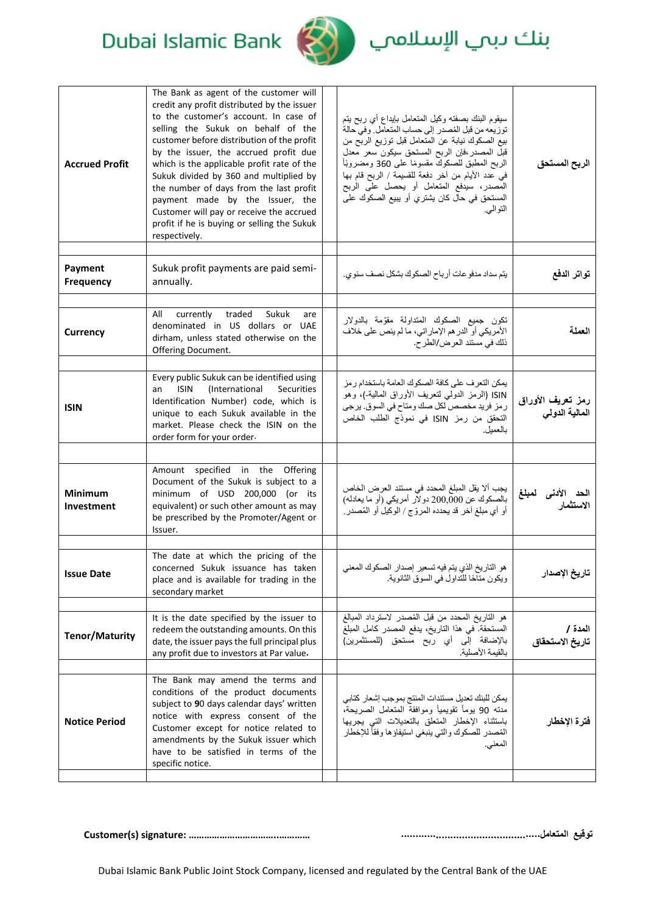| | | | | |
|---|---|---|---|---|
| **Accrued Profit** | The Bank as agent of the customer will credit any profit distributed by the issuer to the customer's account. In case of selling the Sukuk on behalf of the customer before distribution of the profit by the issuer, the accrued profit due which is the applicable profit rate of the Sukuk divided by 360 and multiplied by the number of days from the last profit payment made by the Issuer, the Customer will pay or receive the accrued profit if he is buying or selling the Sukuk respectively. | | سيقوم البنك بصفته وكيل المتعامل بإيداع أي ربح يتم توزيعه من قبل المصدر إلى حساب المتعامل. وفي حالة بيع الصكوك نيابة عن المتعامل قبل توزيع الربح من قبل المصدر،فإن الربح المستحق سيكون سعر معدل الربح المطبق للصكوك مقسوما على 360 ومضروباً في عدد الأيام من آخر دفعة للقسيمة / الربح قام بها المصدر، سيدفع المتعامل أو يحصل على الربح المستحق في حال كان يشتري أو يبيع الصكوك على التوالي. | **الربح المستحق** |
| | | | | |
| **Payment Frequency** | Sukuk profit payments are paid semi-annually. | | يتم سداد مدفوعات أرباح الصكوك بشكل نصف سنوي. | **تواتر الدفع** |
| | | | | |
| **Currency** | All currently traded Sukuk are denominated in US dollars or UAE dirham, unless stated otherwise on the Offering Document. | | تكون جميع الصكوك المتداولة مقوّمة بالدولار الأمريكي أو الدرهم الإماراتي، ما لم ينص على خلاف ذلك في مستند العرض/الطرح. | **العملة** |
| | | | | |
| **ISIN** | Every public Sukuk can be identified using an ISIN (International Securities Identification Number) code, which is unique to each Sukuk available in the market. Please check the ISIN on the order form for your order. | | يمكن التعرف على كافة الصكوك العامة باستخدام رمز ISIN (الرمز الدولي لتعريف الأوراق المالية-)، وهو رمز فريد مخصص لكل صك ومتاح في السوق. يرجى التحقق من رمز ISIN في نموذج الطلب الخاص بالعميل. | **رمز تعريف الأوراق المالية الدولي** |
| | | | | |
| **Minimum Investment** | Amount specified in the Offering Document of the Sukuk is subject to a minimum of USD 200,000 (or its equivalent) or such other amount as may be prescribed by the Promoter/Agent or Issuer. | | يجب ألا يقل المبلغ المحدد في مستند العرض الخاص بالصكوك عن 200,000 دولار أمريكي (أو ما يعادله) أو أي مبلغ آخر قد يحدده المروّج / الوكيل أو المُصدر. | **الحد الأدنى لمبلغ الاستثمار** |
| | | | | |
| **Issue Date** | The date at which the pricing of the concerned Sukuk issuance has taken place and is available for trading in the secondary market | | هو التاريخ الذي يتم فيه تسعير إصدار الصكوك المعني ويكون متاحًا للتداول في السوق الثانوية. | **تاريخ الإصدار** |
| | | | | |
| **Tenor/Maturity** | It is the date specified by the issuer to redeem the outstanding amounts. On this date, the issuer pays the full principal plus any profit due to investors at Par value. | | هو التاريخ المحدد من قبل المُصدر لاسترداد المبالغ المستحقة. في هذا التاريخ، يدفع المصدر كامل المبلغ بالإضافة إلى أي ربح مستحق (للمستثمرين) بالقيمة الأصلية. | **المدة / تاريخ الاستحقاق** |
| | | | | |
| **Notice Period** | The Bank may amend the terms and conditions of the product documents subject to 90 days calendar days' written notice with express consent of the Customer except for notice related to amendments by the Sukuk issuer which have to be satisfied in terms of the specific notice. | | يمكن للبنك تعديل مستندات المنتج بموجب إشعار كتابي مدته 90 يوماً تقويمياً وموافقة المتعامل الصريحة، باستثناء الإخطار المتعلق بالتعديلات التي يجريها المُصدر للصكوك والتي ينبغي استيفاؤها وفقاً للإخطار المعني. | **فترة الإخطار** |
| | | | | |

**Customer(s) signature:** ..............................................

**توقيع المتعامل**..............................................

Dubai Islamic Bank Public Joint Stock Company, licensed and regulated by the Central Bank of the UAE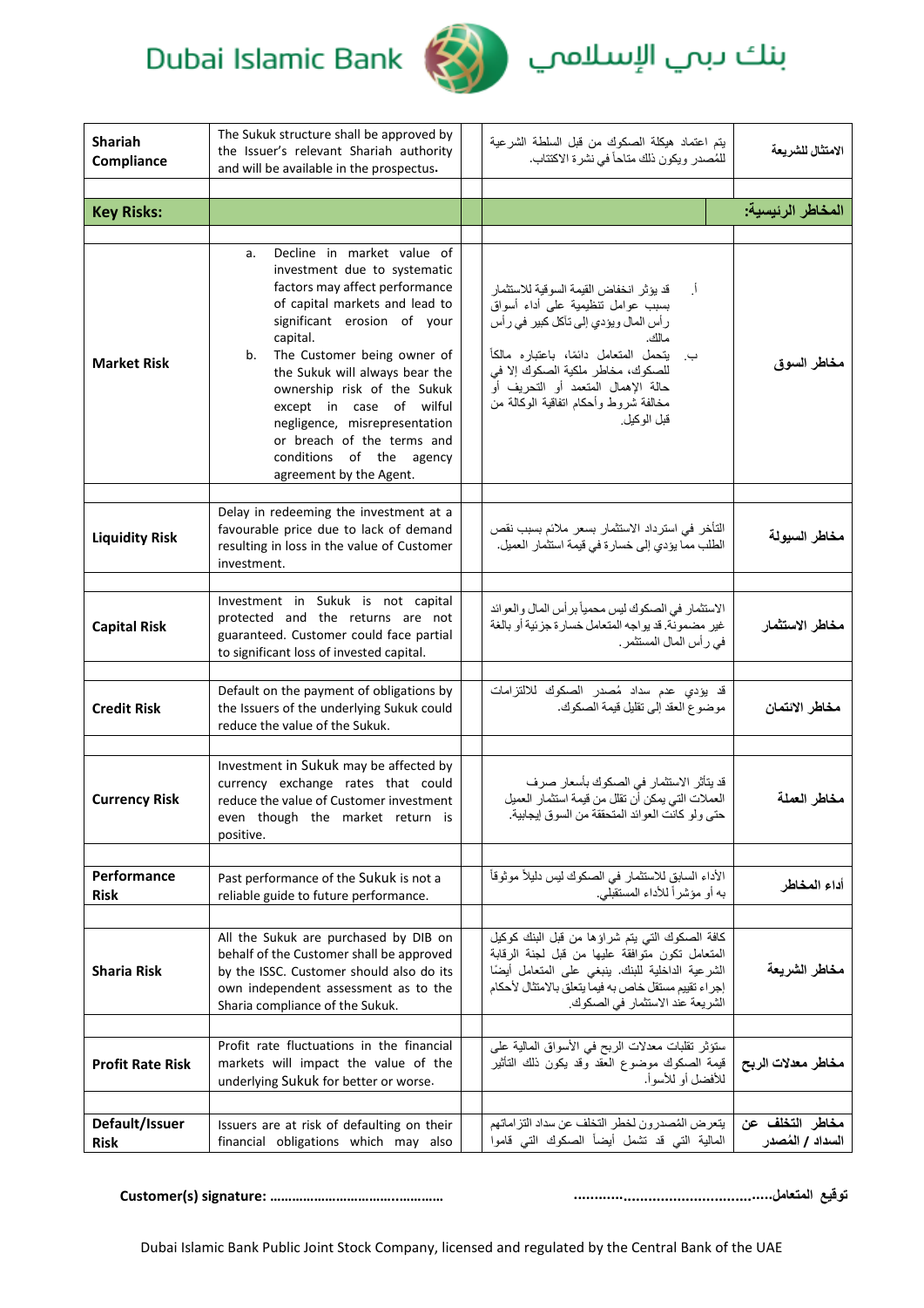| | | | | |
|---|---|---|---|---|
| **Shariah Compliance** | The Sukuk structure shall be approved by the Issuer's relevant Shariah authority and will be available in the prospectus. | | يتم اعتماد هيكلة الصكوك من قبل السلطة الشرعية للمُصدر ويكون ذلك متاحاً في نشرة الاكتتاب. | **الامتثال للشريعة** |
| | | | | |
| **Key Risks:** | | | | **المخاطر الرئيسية:** |
| | | | | |
| **Market Risk** | a. Decline in market value of investment due to systematic factors may affect performance of capital markets and lead to significant erosion of your capital.<br>b. The Customer being owner of the Sukuk will always bear the ownership risk of the Sukuk except in case of wilful negligence, misrepresentation or breach of the terms and conditions of the agency agreement by the Agent. | | أ. قد يؤثر انخفاض القيمة السوقية للاستثمار بسبب عوامل تنظيمية على أداء أسواق رأس المال ويؤدي إلى تآكل كبير في رأس مالك.<br>ب. يتحمل المتعامل دائمًا، باعتباره مالكاً للصكوك، مخاطر ملكية الصكوك إلا في حالة الإهمال المتعمد أو التحريف أو مخالفة شروط وأحكام اتفاقية الوكالة من قبل الوكيل. | **مخاطر السوق** |
| | | | | |
| **Liquidity Risk** | Delay in redeeming the investment at a favourable price due to lack of demand resulting in loss in the value of Customer investment. | | التأخر في استرداد الاستثمار بسعر ملائم بسبب نقص الطلب مما يؤدي إلى خسارة في قيمة استثمار العميل. | **مخاطر السيولة** |
| | | | | |
| **Capital Risk** | Investment in Sukuk is not capital protected and the returns are not guaranteed. Customer could face partial to significant loss of invested capital. | | الاستثمار في الصكوك ليس محمياً برأس المال والعوائد غير مضمونة. قد يواجه المتعامل خسارة جزئية أو بالغة في رأس المال المستثمر. | **مخاطر الاستثمار** |
| | | | | |
| **Credit Risk** | Default on the payment of obligations by the Issuers of the underlying Sukuk could reduce the value of the Sukuk. | | قد يؤدي عدم سداد مُصدر الصكوك للالتزامات موضوع العقد إلى تقليل قيمة الصكوك. | **مخاطر الائتمان** |
| | | | | |
| **Currency Risk** | Investment in Sukuk may be affected by currency exchange rates that could reduce the value of Customer investment even though the market return is positive. | | قد يتأثر الاستثمار في الصكوك بأسعار صرف العملات التي يمكن أن تقلل من قيمة استثمار العميل حتى ولو كانت العوائد المتحققة من السوق إيجابية. | **مخاطر العملة** |
| | | | | |
| **Performance Risk** | Past performance of the Sukuk is not a reliable guide to future performance. | | الأداء السابق للاستثمار في الصكوك ليس دليلاً موثوقاً به أو مؤشراً للأداء المستقبلي. | **أداء المخاطر** |
| | | | | |
| **Sharia Risk** | All the Sukuk are purchased by DIB on behalf of the Customer shall be approved by the ISSC. Customer should also do its own independent assessment as to the Sharia compliance of the Sukuk. | | كافة الصكوك التي يتم شراؤها من قبل البنك كوكيل المتعامل تكون متوافقة عليها من قبل لجنة الرقابة الشرعية الداخلية للبنك. ينبغي على المتعامل أيضًا إجراء تقييم مستقل خاص به فيما يتعلق بالامتثال لأحكام الشريعة عند الاستثمار في الصكوك. | **مخاطر الشريعة** |
| | | | | |
| **Profit Rate Risk** | Profit rate fluctuations in the financial markets will impact the value of the underlying Sukuk for better or worse. | | ستؤثر تقلبات معدلات الربح في الأسواق المالية على قيمة الصكوك موضوع العقد وقد يكون ذلك التأثير للأفضل أو للأسوأ. | **مخاطر معدلات الربح** |
| | | | | |
| **Default/Issuer Risk** | Issuers are at risk of defaulting on their financial obligations which may also | | يتعرض المُصدرون لخطر التخلف عن سداد التزاماتهم المالية التي قد تشمل أيضاً الصكوك التي قاموا | **مخاطر التخلف عن السداد / المُصدر** |

**Customer(s) signature:** ………………………………………… | **توقيع المتعامل:**………………………………………

Dubai Islamic Bank Public Joint Stock Company, licensed and regulated by the Central Bank of the UAE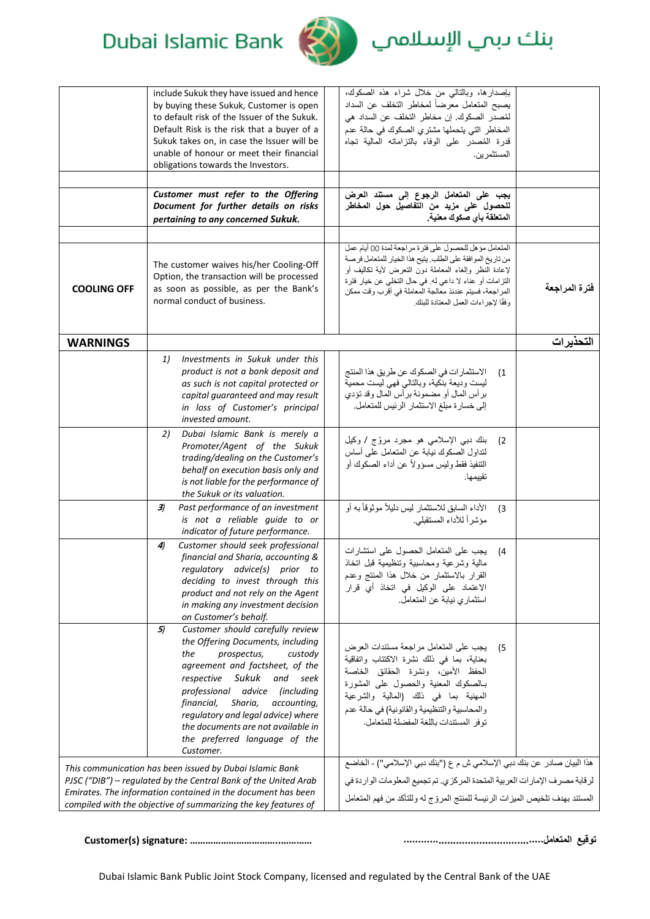| | | | | |
|---|---|---|---|---|
| | include Sukuk they have issued and hence by buying these Sukuk, Customer is open to default risk of the Issuer of the Sukuk. Default Risk is the risk that a buyer of a Sukuk takes on, in case the Issuer will be unable of honour or meet their financial obligations towards the Investors. | | بإصدارها، وبالتالي من خلال شراء هذه الصكوك، يصبح المتعامل معرضاً لمخاطر التخلف عن السداد لمُصدر الصكوك. إن مخاطر التخلف عن السداد هي المخاطر التي يتحملها مشتري الصكوك في حالة عدم قدرة المُصدر على الوفاء بالتزاماته المالية تجاه المستثمرين. | |
| | | | | |
| | ***Customer must refer to the Offering Document for further details on risks pertaining to any concerned Sukuk.*** | | **يجب على المتعامل الرجوع إلى مستند العرض للحصول على مزيد من التفاصيل حول المخاطر المتعلقة بأي صكوك معنية.** | |
| | | | | |
| **COOLING OFF** | The customer waives his/her Cooling-Off Option, the transaction will be processed as soon as possible, as per the Bank's normal conduct of business. | | المتعامل مؤهل للحصول على فترة مراجعة لمدة 00 أيام عمل من تاريخ الموافقة على الطلب. يتيح هذا الخيار للمتعامل فرصة لإعادة النظر وإلغاء المعاملة دون التعرض لأية تكاليف أو التزامات أو عناء لا داعي له. في حال التخلي عن خيار فترة المراجعة، فسيتم عندئذ معالجة المعاملة في أقرب وقت ممكن وفقاً لإجراءات العمل المعتادة للبنك. | **فترة المراجعة** |
| **WARNINGS** | | | | **التحذيرات** |
| | 1) *Investments in Sukuk under this product is not a bank deposit and as such is not capital protected or capital guaranteed and may result in loss of Customer's principal invested amount.* | | (1 الاستثمارات في الصكوك عن طريق هذا المنتج ليست وديعة بنكية، وبالتالي فهي ليست محمية برأس المال أو مضمونة برأس المال وقد تؤدي إلى خسارة مبلغ الاستثمار الرئيس للمتعامل. | |
| | 2) *Dubai Islamic Bank is merely a Promoter/Agent of the Sukuk trading/dealing on the Customer's behalf on execution basis only and is not liable for the performance of the Sukuk or its valuation.* | | (2 بنك دبي الإسلامي هو مجرد مروّج / وكيل لتداول الصكوك نيابة عن المتعامل على أساس التنفيذ فقط وليس مسؤولاً عن أداء الصكوك أو تقييمها. | |
| | ***3)*** *Past performance of an investment is not a reliable guide to or indicator of future performance.* | | (3 الأداء السابق للاستثمار ليس دليلاً موثوقاً به أو مؤشراً للأداء المستقبلي. | |
| | ***4)*** *Customer should seek professional financial and Sharia, accounting & regulatory advice(s) prior to deciding to invest through this product and not rely on the Agent in making any investment decision on Customer's behalf.* | | (4 يجب على المتعامل الحصول على استشارات مالية وشرعية ومحاسبية وتنظيمية قبل اتخاذ القرار بالاستثمار من خلال هذا المنتج وعدم الاعتماد على الوكيل في اتخاذ أي قرار استثماري نيابة عن المتعامل. | |
| | ***5)*** *Customer should carefully review the Offering Documents, including the prospectus, custody agreement and factsheet, of the respective Sukuk and seek professional advice (including financial, Sharia, accounting, regulatory and legal advice) where the documents are not available in the preferred language of the Customer.* | | (5 يجب على المتعامل مراجعة مستندات العرض بعناية، بما في ذلك نشرة الاكتتاب واتفاقية الحفظ الأمين، ونشرة الحقائق الخاصة بـالصكوك المعنية والحصول على المشورة المهنية بما في ذلك (المالية والشرعية والمحاسبية والتنظيمية والقانونية) في حالة عدم توفر المستندات باللغة المفضلة للمتعامل. | |
| *This communication has been issued by Dubai Islamic Bank PJSC ("DIB") – regulated by the Central Bank of the United Arab Emirates. The information contained in the document has been compiled with the objective of summarizing the key features of* | | | هذا البيان صادر عن بنك دبي الإسلامي ش م ع ("بنك دبي الإسلامي") - الخاضع لرقابة مصرف الإمارات العربية المتحدة المركزي. تم تجميع المعلومات الواردة في المستند بهدف تلخيص الميزات الرئيسة للمنتج المروج له وللتأكد من فهم المتعامل | |

**Customer(s) signature: ……………………………………..……**

**توقيع المتعامل.....…………………………………**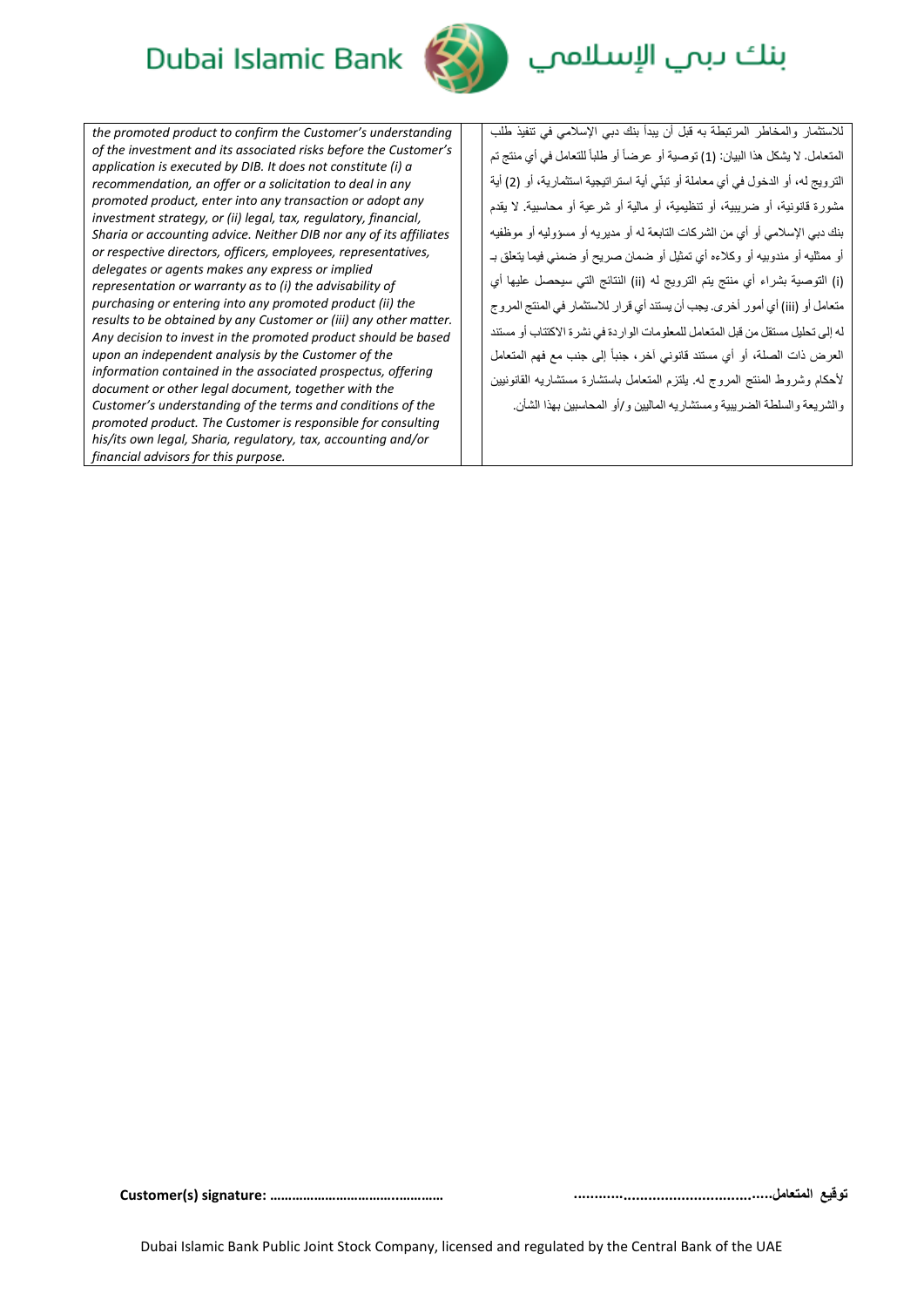| | | |
|---|---|---|
| *the promoted product to confirm the Customer's understanding of the investment and its associated risks before the Customer's application is executed by DIB. It does not constitute (i) a recommendation, an offer or a solicitation to deal in any promoted product, enter into any transaction or adopt any investment strategy, or (ii) legal, tax, regulatory, financial, Sharia or accounting advice. Neither DIB nor any of its affiliates or respective directors, officers, employees, representatives, delegates or agents makes any express or implied representation or warranty as to (i) the advisability of purchasing or entering into any promoted product (ii) the results to be obtained by any Customer or (iii) any other matter. Any decision to invest in the promoted product should be based upon an independent analysis by the Customer of the information contained in the associated prospectus, offering document or other legal document, together with the Customer's understanding of the terms and conditions of the promoted product. The Customer is responsible for consulting his/its own legal, Sharia, regulatory, tax, accounting and/or financial advisors for this purpose.* | | للاستثمار والمخاطر المرتبطة به قبل أن يبدأ بنك دبي الإسلامي في تنفيذ طلب المتعامل. لا يشكل هذا البيان: (1) توصية أو عرضاً أو طلباً للتعامل في أي منتج تم الترويج له، أو الدخول في أي معاملة أو تبنّي أية استراتيجية استثمارية، أو (2) أية مشورة قانونية، أو ضريبية، أو تنظيمية، أو مالية أو شرعية أو محاسبية. لا يقدم بنك دبي الإسلامي أو أي من الشركات التابعة له أو مديريه أو مسؤوليه أو موظفيه أو ممثليه أو مندوبيه أو وكلاءه أي تمثيل أو ضمان صريح أو ضمني فيما يتعلق بـ (i) التوصية بشراء أي منتج يتم الترويج له (ii) النتائج التي سيحصل عليها أي متعامل أو (iii) أي أمور أخرى. يجب أن يستند أي قرار للاستثمار في المنتج المروج له إلى تحليل مستقل من قبل المتعامل للمعلومات الواردة في نشرة الاكتتاب أو مستند العرض ذات الصلة، أو أي مستند قانوني آخر، جنباً إلى جنب مع فهم المتعامل لأحكام وشروط المنتج المروج له. يلتزم المتعامل باستشارة مستشاريه القانونيين والشريعة والسلطة الضريبية ومستشاريه الماليين و/أو المحاسبين بهذا الشأن. |

**Customer(s) signature: ……………………………..…………**

**توقيع المتعامل.....................................**

Dubai Islamic Bank Public Joint Stock Company, licensed and regulated by the Central Bank of the UAE